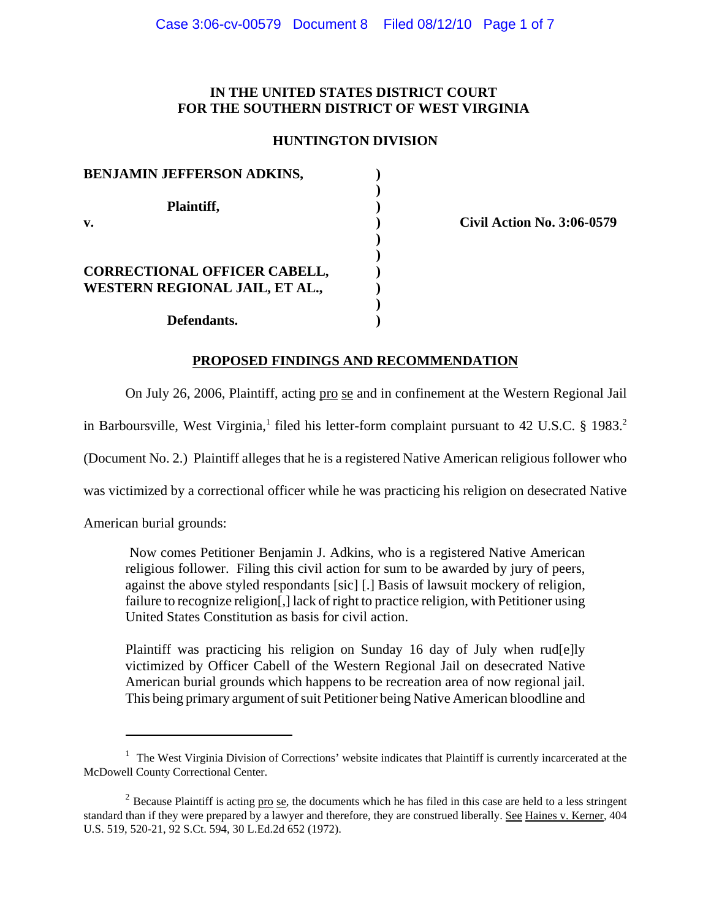**IN THE UNITED STATES DISTRICT COURT**
**FOR THE SOUTHERN DISTRICT OF WEST VIRGINIA**

**HUNTINGTON DIVISION**

| | | |
|---|---|---|
| **BENJAMIN JEFFERSON ADKINS,** | ) | |
| | ) | |
| **Plaintiff,** | ) | |
| **v.** | ) | **Civil Action No. 3:06-0579** |
| | ) | |
| | ) | |
| **CORRECTIONAL OFFICER CABELL, WESTERN REGIONAL JAIL, ET AL.,** | ) | |
| | ) | |
| **Defendants.** | ) | |

## PROPOSED FINDINGS AND RECOMMENDATION

On July 26, 2006, Plaintiff, acting pro se and in confinement at the Western Regional Jail in Barboursville, West Virginia,[1] filed his letter-form complaint pursuant to 42 U.S.C. § 1983.[2] (Document No. 2.) Plaintiff alleges that he is a registered Native American religious follower who was victimized by a correctional officer while he was practicing his religion on desecrated Native American burial grounds:

> Now comes Petitioner Benjamin J. Adkins, who is a registered Native American religious follower. Filing this civil action for sum to be awarded by jury of peers, against the above styled respondants [sic] [.] Basis of lawsuit mockery of religion, failure to recognize religion[,] lack of right to practice religion, with Petitioner using United States Constitution as basis for civil action.
>
> Plaintiff was practicing his religion on Sunday 16 day of July when rud[e]ly victimized by Officer Cabell of the Western Regional Jail on desecrated Native American burial grounds which happens to be recreation area of now regional jail. This being primary argument of suit Petitioner being Native American bloodline and

---

[1] The West Virginia Division of Corrections' website indicates that Plaintiff is currently incarcerated at the McDowell County Correctional Center.

[2] Because Plaintiff is acting pro se, the documents which he has filed in this case are held to a less stringent standard than if they were prepared by a lawyer and therefore, they are construed liberally. See Haines v. Kerner, 404 U.S. 519, 520-21, 92 S.Ct. 594, 30 L.Ed.2d 652 (1972).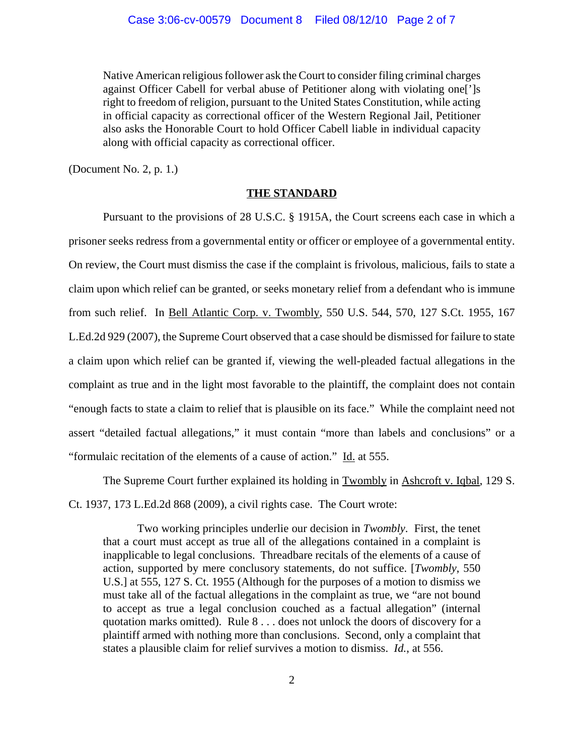> Native American religious follower ask the Court to consider filing criminal charges against Officer Cabell for verbal abuse of Petitioner along with violating one[']s right to freedom of religion, pursuant to the United States Constitution, while acting in official capacity as correctional officer of the Western Regional Jail, Petitioner also asks the Honorable Court to hold Officer Cabell liable in individual capacity along with official capacity as correctional officer.

(Document No. 2, p. 1.)

**THE STANDARD**

Pursuant to the provisions of 28 U.S.C. § 1915A, the Court screens each case in which a prisoner seeks redress from a governmental entity or officer or employee of a governmental entity. On review, the Court must dismiss the case if the complaint is frivolous, malicious, fails to state a claim upon which relief can be granted, or seeks monetary relief from a defendant who is immune from such relief. In Bell Atlantic Corp. v. Twombly, 550 U.S. 544, 570, 127 S.Ct. 1955, 167 L.Ed.2d 929 (2007), the Supreme Court observed that a case should be dismissed for failure to state a claim upon which relief can be granted if, viewing the well-pleaded factual allegations in the complaint as true and in the light most favorable to the plaintiff, the complaint does not contain "enough facts to state a claim to relief that is plausible on its face." While the complaint need not assert "detailed factual allegations," it must contain "more than labels and conclusions" or a "formulaic recitation of the elements of a cause of action." Id. at 555.

The Supreme Court further explained its holding in Twombly in Ashcroft v. Iqbal, 129 S. Ct. 1937, 173 L.Ed.2d 868 (2009), a civil rights case. The Court wrote:

> Two working principles underlie our decision in *Twombly*. First, the tenet that a court must accept as true all of the allegations contained in a complaint is inapplicable to legal conclusions. Threadbare recitals of the elements of a cause of action, supported by mere conclusory statements, do not suffice. [*Twombly*, 550 U.S.] at 555, 127 S. Ct. 1955 (Although for the purposes of a motion to dismiss we must take all of the factual allegations in the complaint as true, we "are not bound to accept as true a legal conclusion couched as a factual allegation" (internal quotation marks omitted). Rule 8 . . . does not unlock the doors of discovery for a plaintiff armed with nothing more than conclusions. Second, only a complaint that states a plausible claim for relief survives a motion to dismiss. *Id.*, at 556.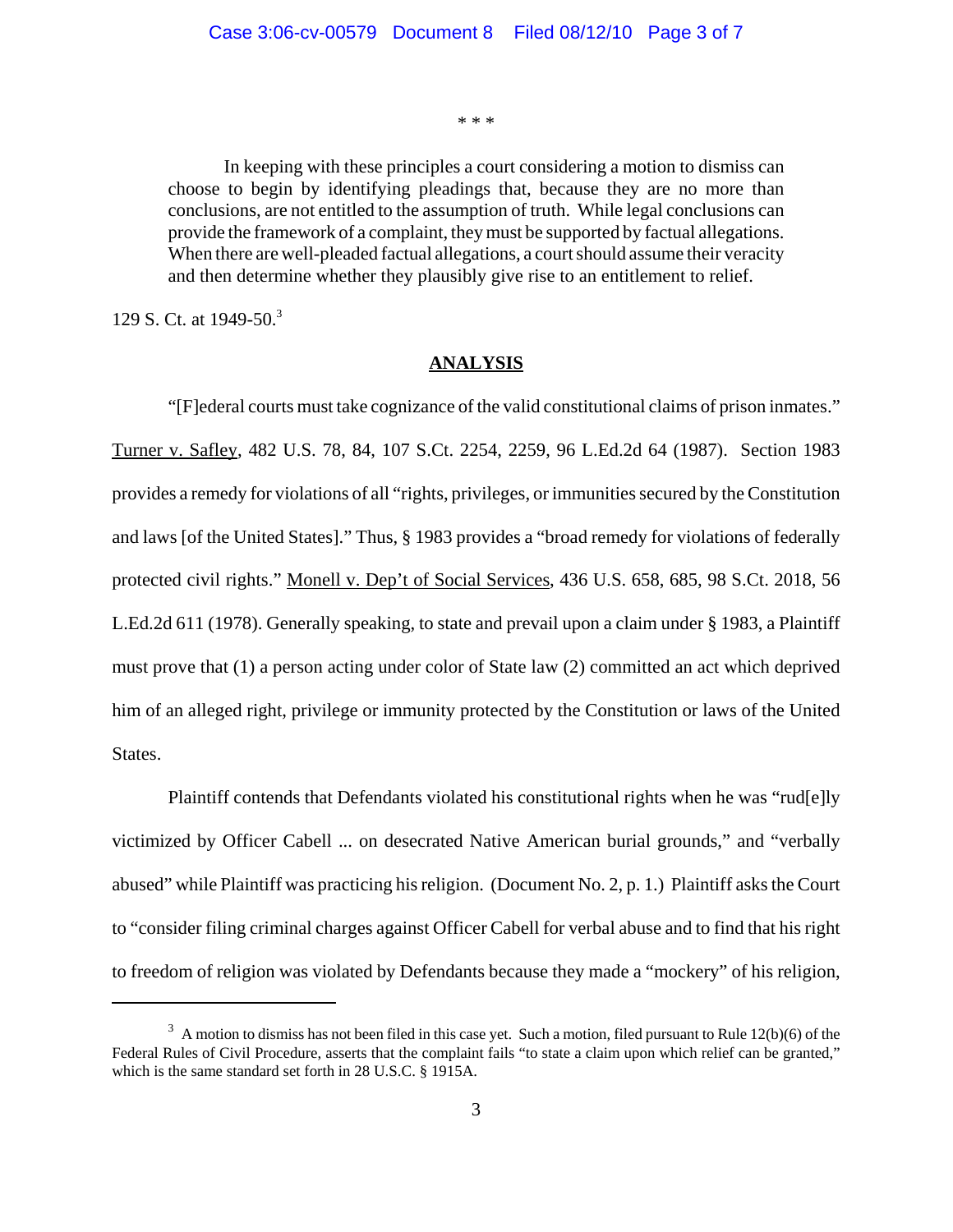\* \* \*

> In keeping with these principles a court considering a motion to dismiss can choose to begin by identifying pleadings that, because they are no more than conclusions, are not entitled to the assumption of truth. While legal conclusions can provide the framework of a complaint, they must be supported by factual allegations. When there are well-pleaded factual allegations, a court should assume their veracity and then determine whether they plausibly give rise to an entitlement to relief.

129 S. Ct. at 1949-50.[3]

## ANALYSIS

"[F]ederal courts must take cognizance of the valid constitutional claims of prison inmates." Turner v. Safley, 482 U.S. 78, 84, 107 S.Ct. 2254, 2259, 96 L.Ed.2d 64 (1987). Section 1983 provides a remedy for violations of all "rights, privileges, or immunities secured by the Constitution and laws [of the United States]." Thus, § 1983 provides a "broad remedy for violations of federally protected civil rights." Monell v. Dep't of Social Services, 436 U.S. 658, 685, 98 S.Ct. 2018, 56 L.Ed.2d 611 (1978). Generally speaking, to state and prevail upon a claim under § 1983, a Plaintiff must prove that (1) a person acting under color of State law (2) committed an act which deprived him of an alleged right, privilege or immunity protected by the Constitution or laws of the United States.

Plaintiff contends that Defendants violated his constitutional rights when he was "rud[e]ly victimized by Officer Cabell ... on desecrated Native American burial grounds," and "verbally abused" while Plaintiff was practicing his religion. (Document No. 2, p. 1.) Plaintiff asks the Court to "consider filing criminal charges against Officer Cabell for verbal abuse and to find that his right to freedom of religion was violated by Defendants because they made a "mockery" of his religion,

---

[3] A motion to dismiss has not been filed in this case yet. Such a motion, filed pursuant to Rule 12(b)(6) of the Federal Rules of Civil Procedure, asserts that the complaint fails "to state a claim upon which relief can be granted," which is the same standard set forth in 28 U.S.C. § 1915A.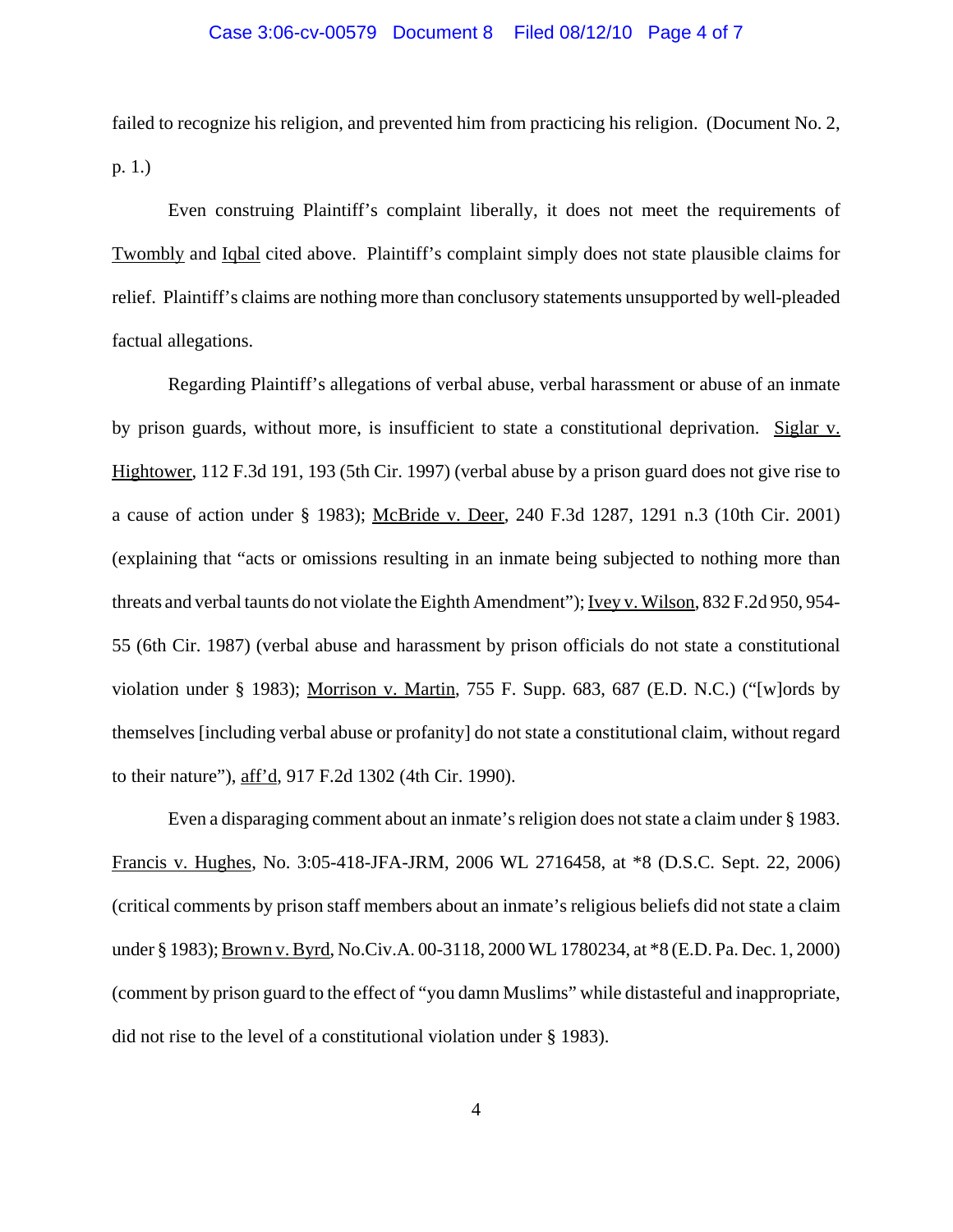failed to recognize his religion, and prevented him from practicing his religion. (Document No. 2, p. 1.)

Even construing Plaintiff's complaint liberally, it does not meet the requirements of Twombly and Iqbal cited above. Plaintiff's complaint simply does not state plausible claims for relief. Plaintiff's claims are nothing more than conclusory statements unsupported by well-pleaded factual allegations.

Regarding Plaintiff's allegations of verbal abuse, verbal harassment or abuse of an inmate by prison guards, without more, is insufficient to state a constitutional deprivation. Siglar v. Hightower, 112 F.3d 191, 193 (5th Cir. 1997) (verbal abuse by a prison guard does not give rise to a cause of action under § 1983); McBride v. Deer, 240 F.3d 1287, 1291 n.3 (10th Cir. 2001) (explaining that "acts or omissions resulting in an inmate being subjected to nothing more than threats and verbal taunts do not violate the Eighth Amendment"); Ivey v. Wilson, 832 F.2d 950, 954-55 (6th Cir. 1987) (verbal abuse and harassment by prison officials do not state a constitutional violation under § 1983); Morrison v. Martin, 755 F. Supp. 683, 687 (E.D. N.C.) ("[w]ords by themselves [including verbal abuse or profanity] do not state a constitutional claim, without regard to their nature"), aff'd, 917 F.2d 1302 (4th Cir. 1990).

Even a disparaging comment about an inmate's religion does not state a claim under § 1983. Francis v. Hughes, No. 3:05-418-JFA-JRM, 2006 WL 2716458, at *8 (D.S.C. Sept. 22, 2006) (critical comments by prison staff members about an inmate's religious beliefs did not state a claim under § 1983); Brown v. Byrd, No.Civ.A. 00-3118, 2000 WL 1780234, at *8 (E.D. Pa. Dec. 1, 2000) (comment by prison guard to the effect of "you damn Muslims" while distasteful and inappropriate, did not rise to the level of a constitutional violation under § 1983).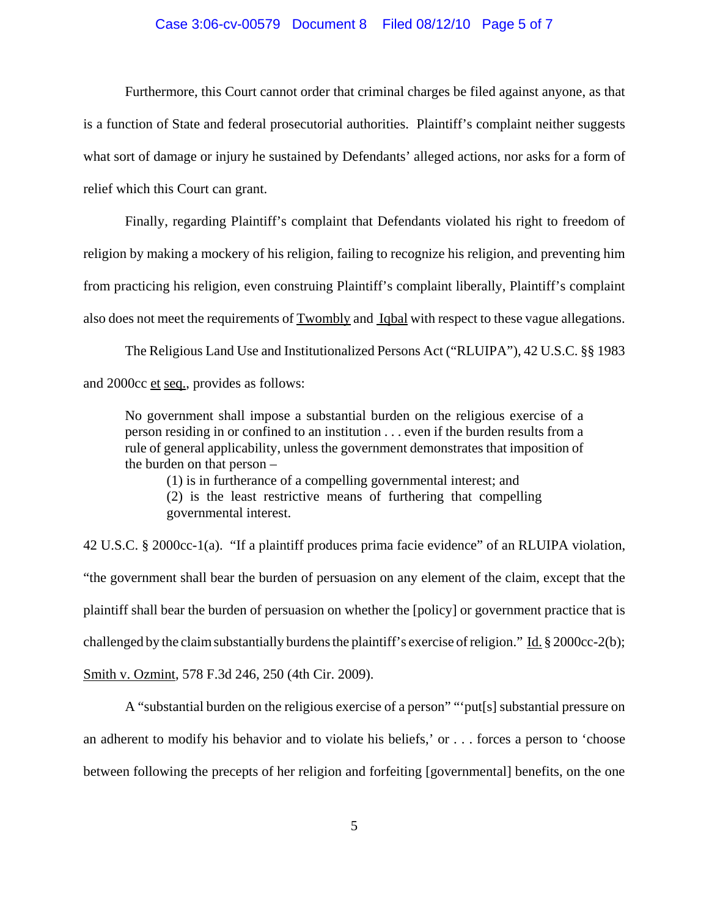Furthermore, this Court cannot order that criminal charges be filed against anyone, as that is a function of State and federal prosecutorial authorities. Plaintiff's complaint neither suggests what sort of damage or injury he sustained by Defendants' alleged actions, nor asks for a form of relief which this Court can grant.

Finally, regarding Plaintiff's complaint that Defendants violated his right to freedom of religion by making a mockery of his religion, failing to recognize his religion, and preventing him from practicing his religion, even construing Plaintiff's complaint liberally, Plaintiff's complaint also does not meet the requirements of Twombly and Iqbal with respect to these vague allegations.

The Religious Land Use and Institutionalized Persons Act ("RLUIPA"), 42 U.S.C. §§ 1983 and 2000cc et seq., provides as follows:

> No government shall impose a substantial burden on the religious exercise of a person residing in or confined to an institution . . . even if the burden results from a rule of general applicability, unless the government demonstrates that imposition of the burden on that person –
>
> (1) is in furtherance of a compelling governmental interest; and
>
> (2) is the least restrictive means of furthering that compelling governmental interest.

42 U.S.C. § 2000cc-1(a). "If a plaintiff produces prima facie evidence" of an RLUIPA violation, "the government shall bear the burden of persuasion on any element of the claim, except that the plaintiff shall bear the burden of persuasion on whether the [policy] or government practice that is challenged by the claim substantially burdens the plaintiff's exercise of religion." Id. § 2000cc-2(b); Smith v. Ozmint, 578 F.3d 246, 250 (4th Cir. 2009).

A "substantial burden on the religious exercise of a person" "'put[s] substantial pressure on an adherent to modify his behavior and to violate his beliefs,' or . . . forces a person to 'choose between following the precepts of her religion and forfeiting [governmental] benefits, on the one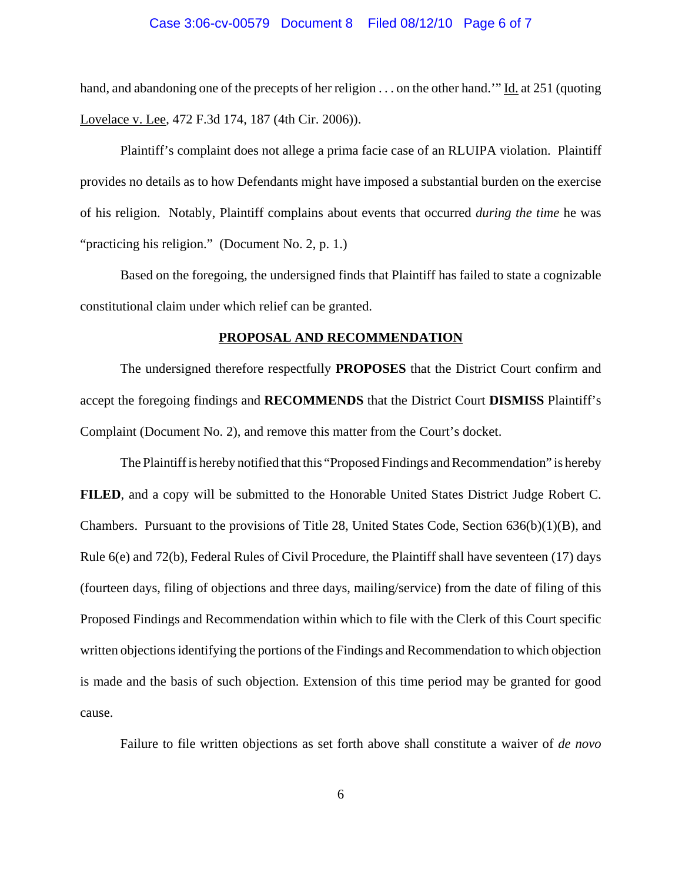hand, and abandoning one of the precepts of her religion . . . on the other hand.'" Id. at 251 (quoting Lovelace v. Lee, 472 F.3d 174, 187 (4th Cir. 2006)).

Plaintiff's complaint does not allege a prima facie case of an RLUIPA violation. Plaintiff provides no details as to how Defendants might have imposed a substantial burden on the exercise of his religion. Notably, Plaintiff complains about events that occurred *during the time* he was "practicing his religion." (Document No. 2, p. 1.)

Based on the foregoing, the undersigned finds that Plaintiff has failed to state a cognizable constitutional claim under which relief can be granted.

## PROPOSAL AND RECOMMENDATION

The undersigned therefore respectfully **PROPOSES** that the District Court confirm and accept the foregoing findings and **RECOMMENDS** that the District Court **DISMISS** Plaintiff's Complaint (Document No. 2), and remove this matter from the Court's docket.

The Plaintiff is hereby notified that this "Proposed Findings and Recommendation" is hereby **FILED**, and a copy will be submitted to the Honorable United States District Judge Robert C. Chambers. Pursuant to the provisions of Title 28, United States Code, Section 636(b)(1)(B), and Rule 6(e) and 72(b), Federal Rules of Civil Procedure, the Plaintiff shall have seventeen (17) days (fourteen days, filing of objections and three days, mailing/service) from the date of filing of this Proposed Findings and Recommendation within which to file with the Clerk of this Court specific written objections identifying the portions of the Findings and Recommendation to which objection is made and the basis of such objection. Extension of this time period may be granted for good cause.

Failure to file written objections as set forth above shall constitute a waiver of *de novo*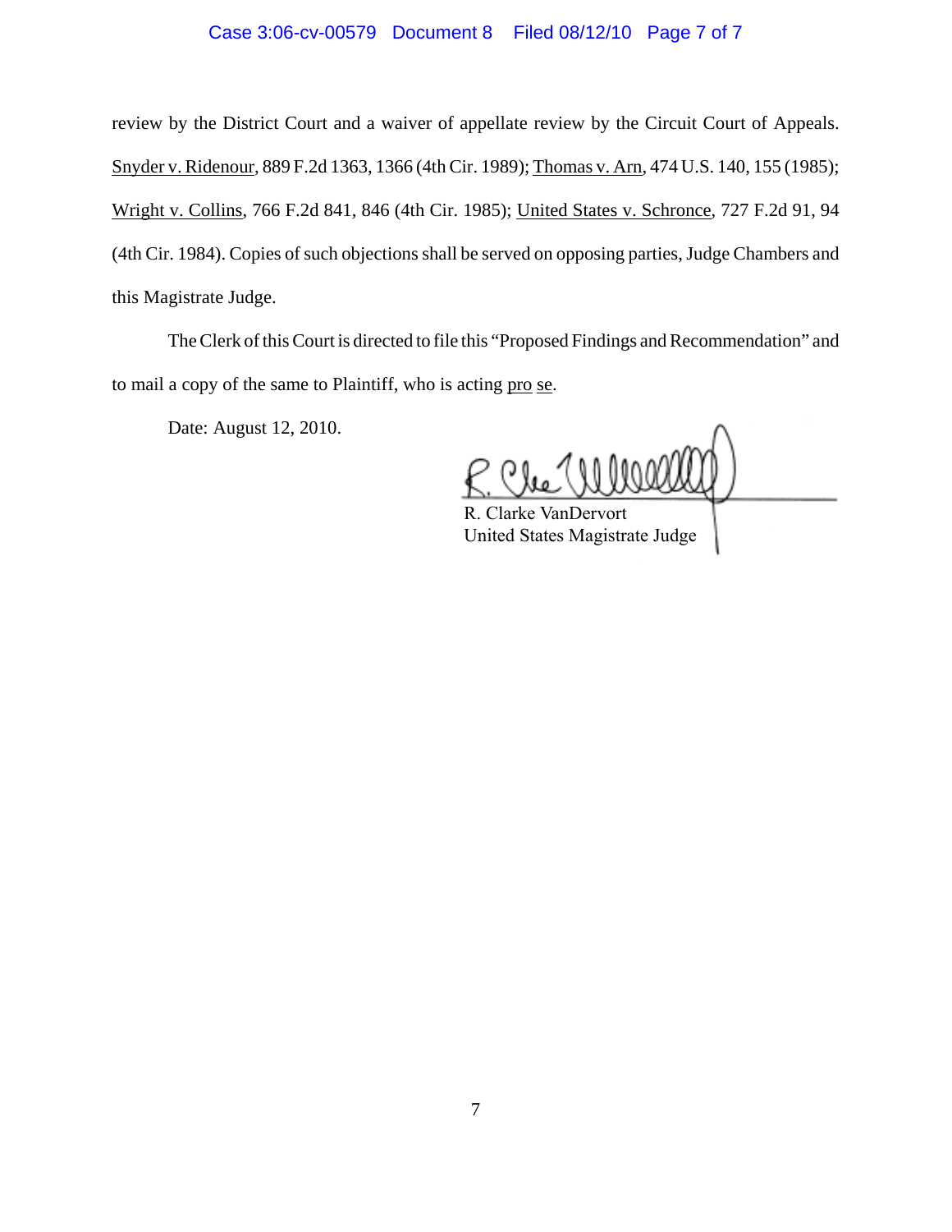review by the District Court and a waiver of appellate review by the Circuit Court of Appeals. Snyder v. Ridenour, 889 F.2d 1363, 1366 (4th Cir. 1989); Thomas v. Arn, 474 U.S. 140, 155 (1985); Wright v. Collins, 766 F.2d 841, 846 (4th Cir. 1985); United States v. Schronce, 727 F.2d 91, 94 (4th Cir. 1984). Copies of such objections shall be served on opposing parties, Judge Chambers and this Magistrate Judge.

The Clerk of this Court is directed to file this "Proposed Findings and Recommendation" and to mail a copy of the same to Plaintiff, who is acting pro se.

Date: August 12, 2010.

R. Clarke VanDervort
United States Magistrate Judge